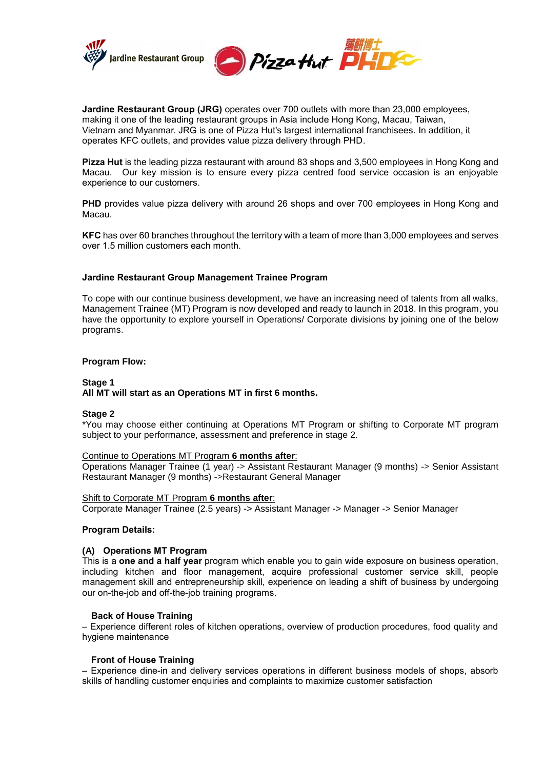**Jardine Restaurant Group (JRG)** operates over 700 outlets with more than 23,000 employees, making it one of the leading restaurant groups in Asia include Hong Kong, Macau, Taiwan, Vietnam and Myanmar. JRG is one of Pizza Hut's largest international franchisees. In addition, it operates KFC outlets, and provides value pizza delivery through PHD.

**Pizza Hut** is the leading pizza restaurant with around 83 shops and 3,500 employees in Hong Kong and Macau. Our key mission is to ensure every pizza centred food service occasion is an enjoyable experience to our customers.

**PHD** provides value pizza delivery with around 26 shops and over 700 employees in Hong Kong and Macau.

**KFC** has over 60 branches throughout the territory with a team of more than 3,000 employees and serves over 1.5 million customers each month.

## Jardine Restaurant Group Management Trainee Program

To cope with our continue business development, we have an increasing need of talents from all walks, Management Trainee (MT) Program is now developed and ready to launch in 2018. In this program, you have the opportunity to explore yourself in Operations/ Corporate divisions by joining one of the below programs.

### Program Flow:

**Stage 1**
**All MT will start as an Operations MT in first 6 months.**

**Stage 2**
*You may choose either continuing at Operations MT Program or shifting to Corporate MT program subject to your performance, assessment and preference in stage 2.

Continue to Operations MT Program **6 months after**:
Operations Manager Trainee (1 year) -> Assistant Restaurant Manager (9 months) -> Senior Assistant Restaurant Manager (9 months) ->Restaurant General Manager

Shift to Corporate MT Program **6 months after**:
Corporate Manager Trainee (2.5 years) -> Assistant Manager -> Manager -> Senior Manager

### Program Details:

**(A) Operations MT Program**
This is a **one and a half year** program which enable you to gain wide exposure on business operation, including kitchen and floor management, acquire professional customer service skill, people management skill and entrepreneurship skill, experience on leading a shift of business by undergoing our on-the-job and off-the-job training programs.

**Back of House Training**
– Experience different roles of kitchen operations, overview of production procedures, food quality and hygiene maintenance

**Front of House Training**
– Experience dine-in and delivery services operations in different business models of shops, absorb skills of handling customer enquiries and complaints to maximize customer satisfaction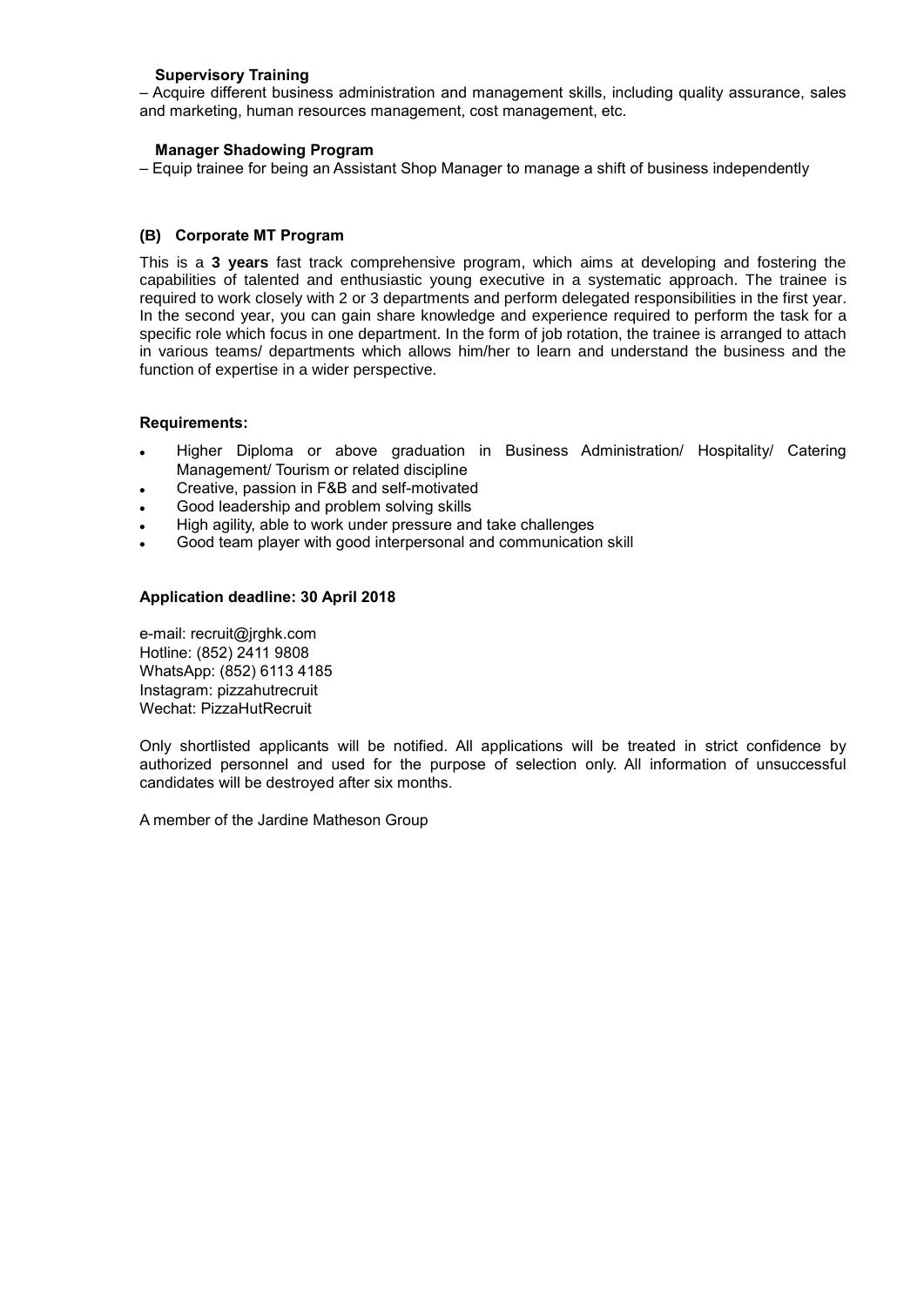**Supervisory Training**

– Acquire different business administration and management skills, including quality assurance, sales and marketing, human resources management, cost management, etc.

**Manager Shadowing Program**

– Equip trainee for being an Assistant Shop Manager to manage a shift of business independently

### (B) Corporate MT Program

This is a **3 years** fast track comprehensive program, which aims at developing and fostering the capabilities of talented and enthusiastic young executive in a systematic approach. The trainee is required to work closely with 2 or 3 departments and perform delegated responsibilities in the first year. In the second year, you can gain share knowledge and experience required to perform the task for a specific role which focus in one department. In the form of job rotation, the trainee is arranged to attach in various teams/ departments which allows him/her to learn and understand the business and the function of expertise in a wider perspective.

**Requirements:**

- Higher Diploma or above graduation in Business Administration/ Hospitality/ Catering Management/ Tourism or related discipline
- Creative, passion in F&B and self-motivated
- Good leadership and problem solving skills
- High agility, able to work under pressure and take challenges
- Good team player with good interpersonal and communication skill

**Application deadline: 30 April 2018**

e-mail: recruit@jrghk.com
Hotline: (852) 2411 9808
WhatsApp: (852) 6113 4185
Instagram: pizzahutrecruit
Wechat: PizzaHutRecruit

Only shortlisted applicants will be notified. All applications will be treated in strict confidence by authorized personnel and used for the purpose of selection only. All information of unsuccessful candidates will be destroyed after six months.

A member of the Jardine Matheson Group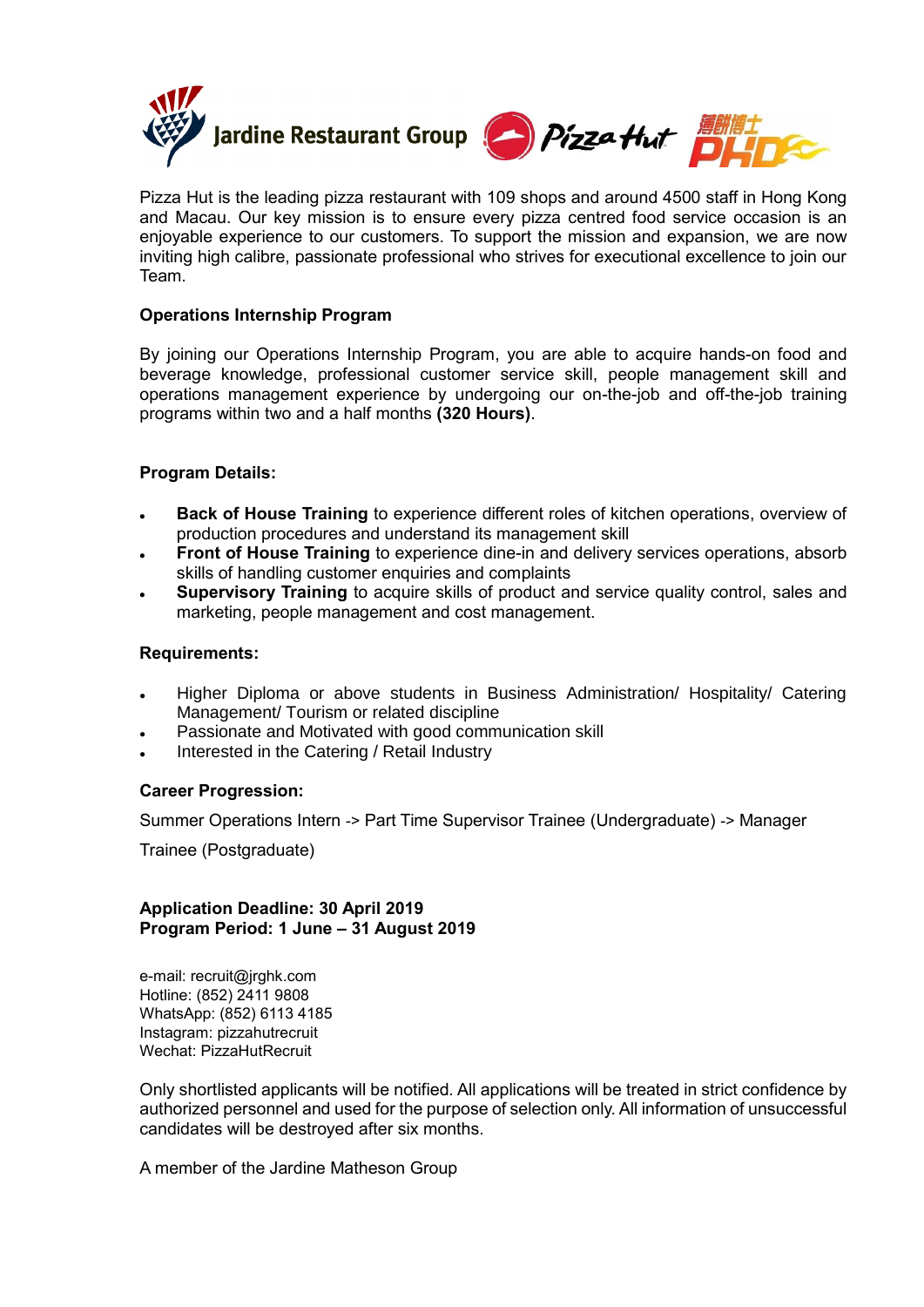Jardine Restaurant Group Pizza Hut 薄餅博士 PHD

Pizza Hut is the leading pizza restaurant with 109 shops and around 4500 staff in Hong Kong and Macau. Our key mission is to ensure every pizza centred food service occasion is an enjoyable experience to our customers. To support the mission and expansion, we are now inviting high calibre, passionate professional who strives for executional excellence to join our Team.

**Operations Internship Program**

By joining our Operations Internship Program, you are able to acquire hands-on food and beverage knowledge, professional customer service skill, people management skill and operations management experience by undergoing our on-the-job and off-the-job training programs within two and a half months **(320 Hours)**.

**Program Details:**

- **Back of House Training** to experience different roles of kitchen operations, overview of production procedures and understand its management skill
- **Front of House Training** to experience dine-in and delivery services operations, absorb skills of handling customer enquiries and complaints
- **Supervisory Training** to acquire skills of product and service quality control, sales and marketing, people management and cost management.

**Requirements:**

- Higher Diploma or above students in Business Administration/ Hospitality/ Catering Management/ Tourism or related discipline
- Passionate and Motivated with good communication skill
- Interested in the Catering / Retail Industry

**Career Progression:**

Summer Operations Intern -> Part Time Supervisor Trainee (Undergraduate) -> Manager Trainee (Postgraduate)

**Application Deadline: 30 April 2019**
**Program Period: 1 June – 31 August 2019**

e-mail: recruit@jrghk.com
Hotline: (852) 2411 9808
WhatsApp: (852) 6113 4185
Instagram: pizzahutrecruit
Wechat: PizzaHutRecruit

Only shortlisted applicants will be notified. All applications will be treated in strict confidence by authorized personnel and used for the purpose of selection only. All information of unsuccessful candidates will be destroyed after six months.

A member of the Jardine Matheson Group